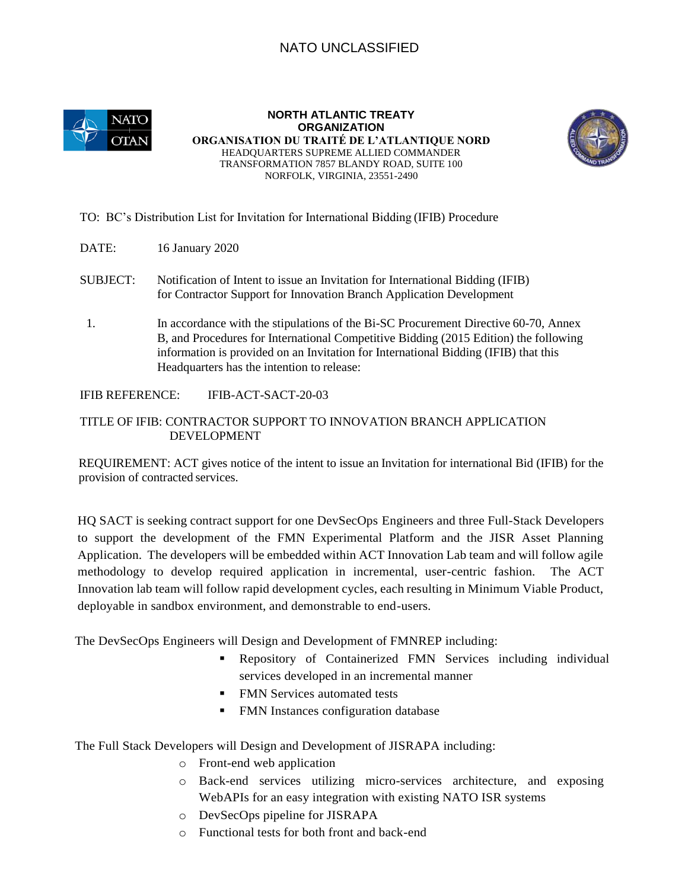NATO UNCLASSIFIED

**NORTH ATLANTIC TREATY ORGANIZATION**
**ORGANISATION DU TRAITÉ DE L'ATLANTIQUE NORD**
HEADQUARTERS SUPREME ALLIED COMMANDER TRANSFORMATION 7857 BLANDY ROAD, SUITE 100
NORFOLK, VIRGINIA, 23551-2490

TO: BC's Distribution List for Invitation for International Bidding (IFIB) Procedure

DATE: 16 January 2020

SUBJECT: Notification of Intent to issue an Invitation for International Bidding (IFIB) for Contractor Support for Innovation Branch Application Development

1. In accordance with the stipulations of the Bi-SC Procurement Directive 60-70, Annex B, and Procedures for International Competitive Bidding (2015 Edition) the following information is provided on an Invitation for International Bidding (IFIB) that this Headquarters has the intention to release:

IFIB REFERENCE: IFIB-ACT-SACT-20-03

TITLE OF IFIB: CONTRACTOR SUPPORT TO INNOVATION BRANCH APPLICATION DEVELOPMENT

REQUIREMENT: ACT gives notice of the intent to issue an Invitation for international Bid (IFIB) for the provision of contracted services.

HQ SACT is seeking contract support for one DevSecOps Engineers and three Full-Stack Developers to support the development of the FMN Experimental Platform and the JISR Asset Planning Application. The developers will be embedded within ACT Innovation Lab team and will follow agile methodology to develop required application in incremental, user-centric fashion. The ACT Innovation lab team will follow rapid development cycles, each resulting in Minimum Viable Product, deployable in sandbox environment, and demonstrable to end-users.

The DevSecOps Engineers will Design and Development of FMNREP including:

- Repository of Containerized FMN Services including individual services developed in an incremental manner
- FMN Services automated tests
- FMN Instances configuration database

The Full Stack Developers will Design and Development of JISRAPA including:

- Front-end web application
- Back-end services utilizing micro-services architecture, and exposing WebAPIs for an easy integration with existing NATO ISR systems
- DevSecOps pipeline for JISRAPA
- Functional tests for both front and back-end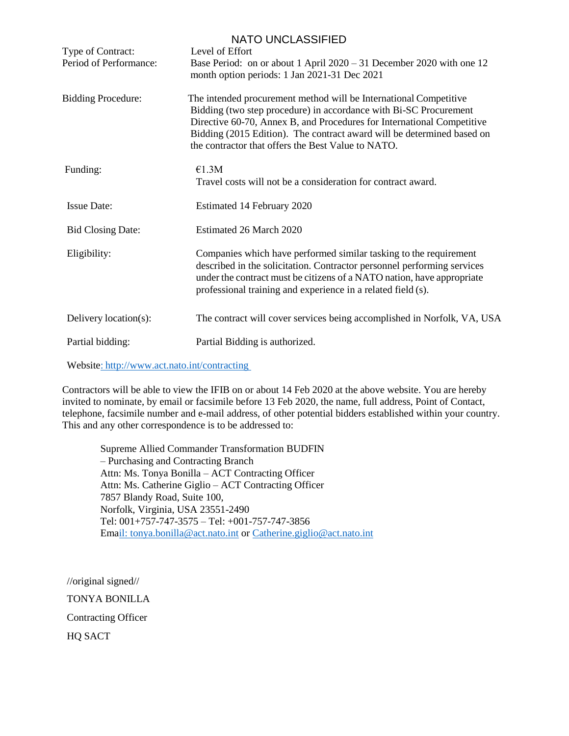NATO UNCLASSIFIED

| | |
|---|---|
| Type of Contract: | Level of Effort |
| Period of Performance: | Base Period: on or about 1 April 2020 – 31 December 2020 with one 12 month option periods: 1 Jan 2021-31 Dec 2021 |
| Bidding Procedure: | The intended procurement method will be International Competitive Bidding (two step procedure) in accordance with Bi-SC Procurement Directive 60-70, Annex B, and Procedures for International Competitive Bidding (2015 Edition). The contract award will be determined based on the contractor that offers the Best Value to NATO. |
| Funding: | €1.3M<br>Travel costs will not be a consideration for contract award. |
| Issue Date: | Estimated 14 February 2020 |
| Bid Closing Date: | Estimated 26 March 2020 |
| Eligibility: | Companies which have performed similar tasking to the requirement described in the solicitation. Contractor personnel performing services under the contract must be citizens of a NATO nation, have appropriate professional training and experience in a related field (s). |
| Delivery location(s): | The contract will cover services being accomplished in Norfolk, VA, USA |
| Partial bidding: | Partial Bidding is authorized. |

Website: http://www.act.nato.int/contracting

Contractors will be able to view the IFIB on or about 14 Feb 2020 at the above website. You are hereby invited to nominate, by email or facsimile before 13 Feb 2020, the name, full address, Point of Contact, telephone, facsimile number and e-mail address, of other potential bidders established within your country. This and any other correspondence is to be addressed to:

Supreme Allied Commander Transformation BUDFIN
– Purchasing and Contracting Branch
Attn: Ms. Tonya Bonilla – ACT Contracting Officer
Attn: Ms. Catherine Giglio – ACT Contracting Officer
7857 Blandy Road, Suite 100,
Norfolk, Virginia, USA 23551-2490
Tel: 001+757-747-3575 – Tel: +001-757-747-3856
Email: tonya.bonilla@act.nato.int or Catherine.giglio@act.nato.int

//original signed//

TONYA BONILLA

Contracting Officer

HQ SACT